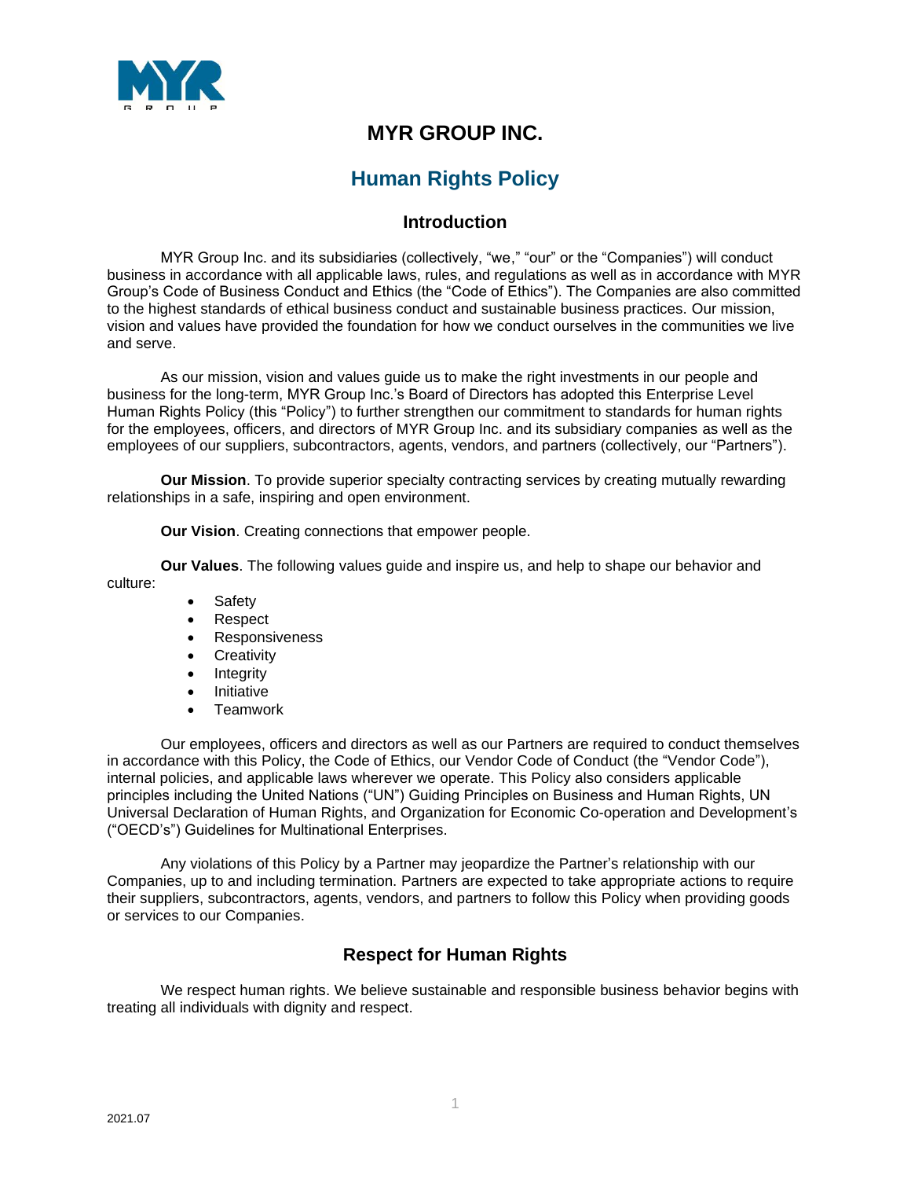# MYR GROUP INC.

## Human Rights Policy

### Introduction

MYR Group Inc. and its subsidiaries (collectively, "we," "our" or the "Companies") will conduct business in accordance with all applicable laws, rules, and regulations as well as in accordance with MYR Group's Code of Business Conduct and Ethics (the "Code of Ethics"). The Companies are also committed to the highest standards of ethical business conduct and sustainable business practices. Our mission, vision and values have provided the foundation for how we conduct ourselves in the communities we live and serve.

As our mission, vision and values guide us to make the right investments in our people and business for the long-term, MYR Group Inc.'s Board of Directors has adopted this Enterprise Level Human Rights Policy (this "Policy") to further strengthen our commitment to standards for human rights for the employees, officers, and directors of MYR Group Inc. and its subsidiary companies as well as the employees of our suppliers, subcontractors, agents, vendors, and partners (collectively, our "Partners").

**Our Mission**. To provide superior specialty contracting services by creating mutually rewarding relationships in a safe, inspiring and open environment.

**Our Vision**. Creating connections that empower people.

**Our Values**. The following values guide and inspire us, and help to shape our behavior and culture:

- Safety
- Respect
- Responsiveness
- Creativity
- Integrity
- Initiative
- Teamwork

Our employees, officers and directors as well as our Partners are required to conduct themselves in accordance with this Policy, the Code of Ethics, our Vendor Code of Conduct (the "Vendor Code"), internal policies, and applicable laws wherever we operate. This Policy also considers applicable principles including the United Nations ("UN") Guiding Principles on Business and Human Rights, UN Universal Declaration of Human Rights, and Organization for Economic Co-operation and Development's ("OECD's") Guidelines for Multinational Enterprises.

Any violations of this Policy by a Partner may jeopardize the Partner's relationship with our Companies, up to and including termination. Partners are expected to take appropriate actions to require their suppliers, subcontractors, agents, vendors, and partners to follow this Policy when providing goods or services to our Companies.

### Respect for Human Rights

We respect human rights. We believe sustainable and responsible business behavior begins with treating all individuals with dignity and respect.

2021.07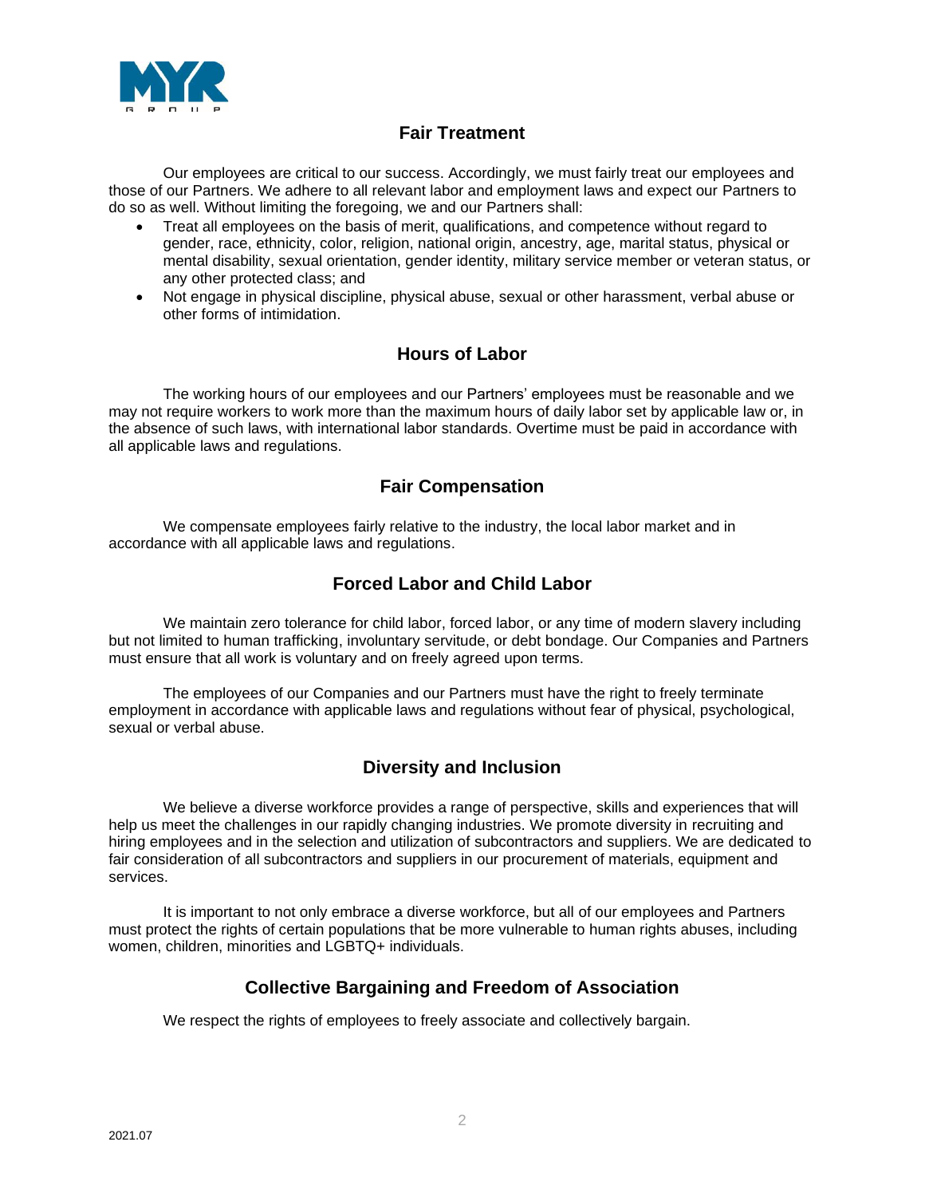## Fair Treatment

Our employees are critical to our success. Accordingly, we must fairly treat our employees and those of our Partners. We adhere to all relevant labor and employment laws and expect our Partners to do so as well. Without limiting the foregoing, we and our Partners shall:

- Treat all employees on the basis of merit, qualifications, and competence without regard to gender, race, ethnicity, color, religion, national origin, ancestry, age, marital status, physical or mental disability, sexual orientation, gender identity, military service member or veteran status, or any other protected class; and
- Not engage in physical discipline, physical abuse, sexual or other harassment, verbal abuse or other forms of intimidation.

## Hours of Labor

The working hours of our employees and our Partners' employees must be reasonable and we may not require workers to work more than the maximum hours of daily labor set by applicable law or, in the absence of such laws, with international labor standards. Overtime must be paid in accordance with all applicable laws and regulations.

## Fair Compensation

We compensate employees fairly relative to the industry, the local labor market and in accordance with all applicable laws and regulations.

## Forced Labor and Child Labor

We maintain zero tolerance for child labor, forced labor, or any time of modern slavery including but not limited to human trafficking, involuntary servitude, or debt bondage. Our Companies and Partners must ensure that all work is voluntary and on freely agreed upon terms.

The employees of our Companies and our Partners must have the right to freely terminate employment in accordance with applicable laws and regulations without fear of physical, psychological, sexual or verbal abuse.

## Diversity and Inclusion

We believe a diverse workforce provides a range of perspective, skills and experiences that will help us meet the challenges in our rapidly changing industries. We promote diversity in recruiting and hiring employees and in the selection and utilization of subcontractors and suppliers. We are dedicated to fair consideration of all subcontractors and suppliers in our procurement of materials, equipment and services.

It is important to not only embrace a diverse workforce, but all of our employees and Partners must protect the rights of certain populations that be more vulnerable to human rights abuses, including women, children, minorities and LGBTQ+ individuals.

## Collective Bargaining and Freedom of Association

We respect the rights of employees to freely associate and collectively bargain.

2021.07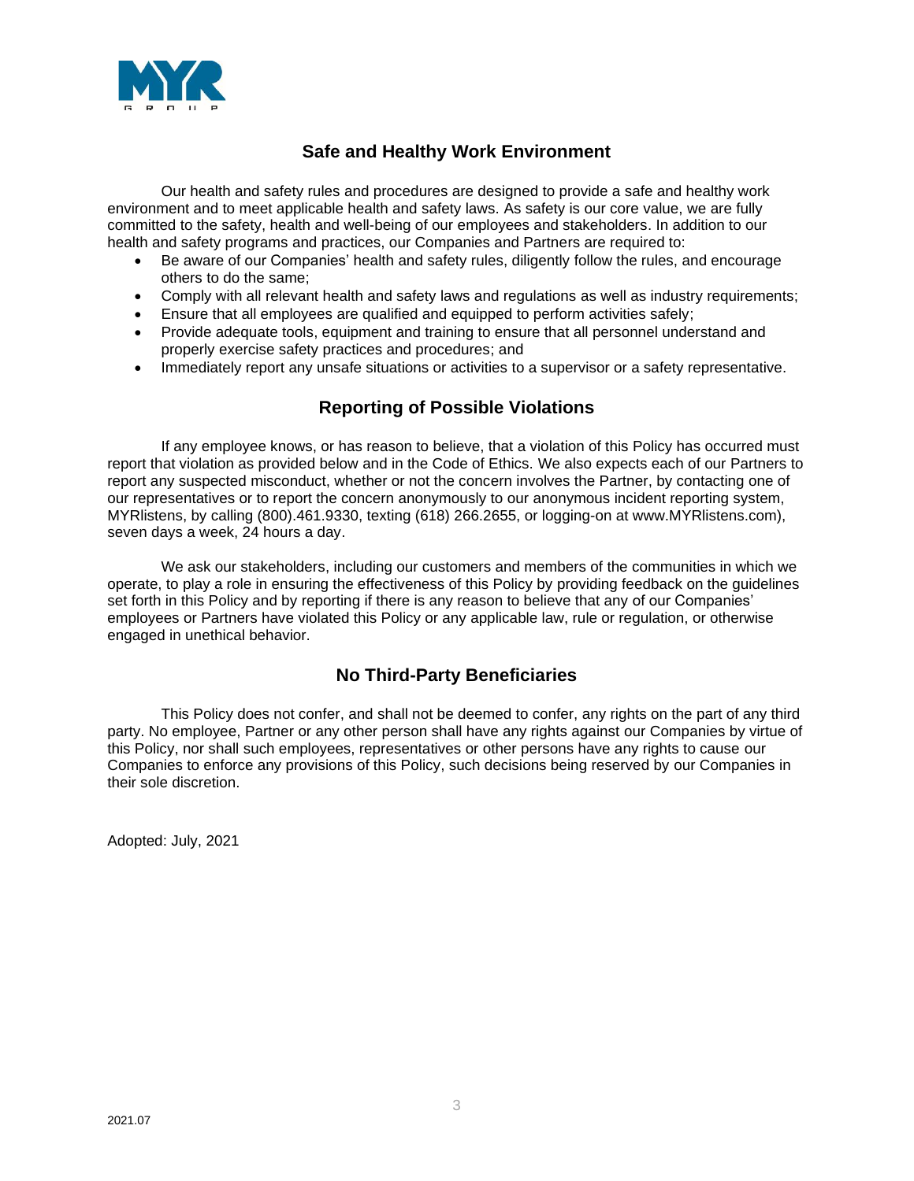## Safe and Healthy Work Environment

Our health and safety rules and procedures are designed to provide a safe and healthy work environment and to meet applicable health and safety laws. As safety is our core value, we are fully committed to the safety, health and well-being of our employees and stakeholders. In addition to our health and safety programs and practices, our Companies and Partners are required to:

- Be aware of our Companies' health and safety rules, diligently follow the rules, and encourage others to do the same;
- Comply with all relevant health and safety laws and regulations as well as industry requirements;
- Ensure that all employees are qualified and equipped to perform activities safely;
- Provide adequate tools, equipment and training to ensure that all personnel understand and properly exercise safety practices and procedures; and
- Immediately report any unsafe situations or activities to a supervisor or a safety representative.

## Reporting of Possible Violations

If any employee knows, or has reason to believe, that a violation of this Policy has occurred must report that violation as provided below and in the Code of Ethics. We also expects each of our Partners to report any suspected misconduct, whether or not the concern involves the Partner, by contacting one of our representatives or to report the concern anonymously to our anonymous incident reporting system, MYRlistens, by calling (800).461.9330, texting (618) 266.2655, or logging-on at www.MYRlistens.com), seven days a week, 24 hours a day.

We ask our stakeholders, including our customers and members of the communities in which we operate, to play a role in ensuring the effectiveness of this Policy by providing feedback on the guidelines set forth in this Policy and by reporting if there is any reason to believe that any of our Companies' employees or Partners have violated this Policy or any applicable law, rule or regulation, or otherwise engaged in unethical behavior.

## No Third-Party Beneficiaries

This Policy does not confer, and shall not be deemed to confer, any rights on the part of any third party. No employee, Partner or any other person shall have any rights against our Companies by virtue of this Policy, nor shall such employees, representatives or other persons have any rights to cause our Companies to enforce any provisions of this Policy, such decisions being reserved by our Companies in their sole discretion.

Adopted: July, 2021